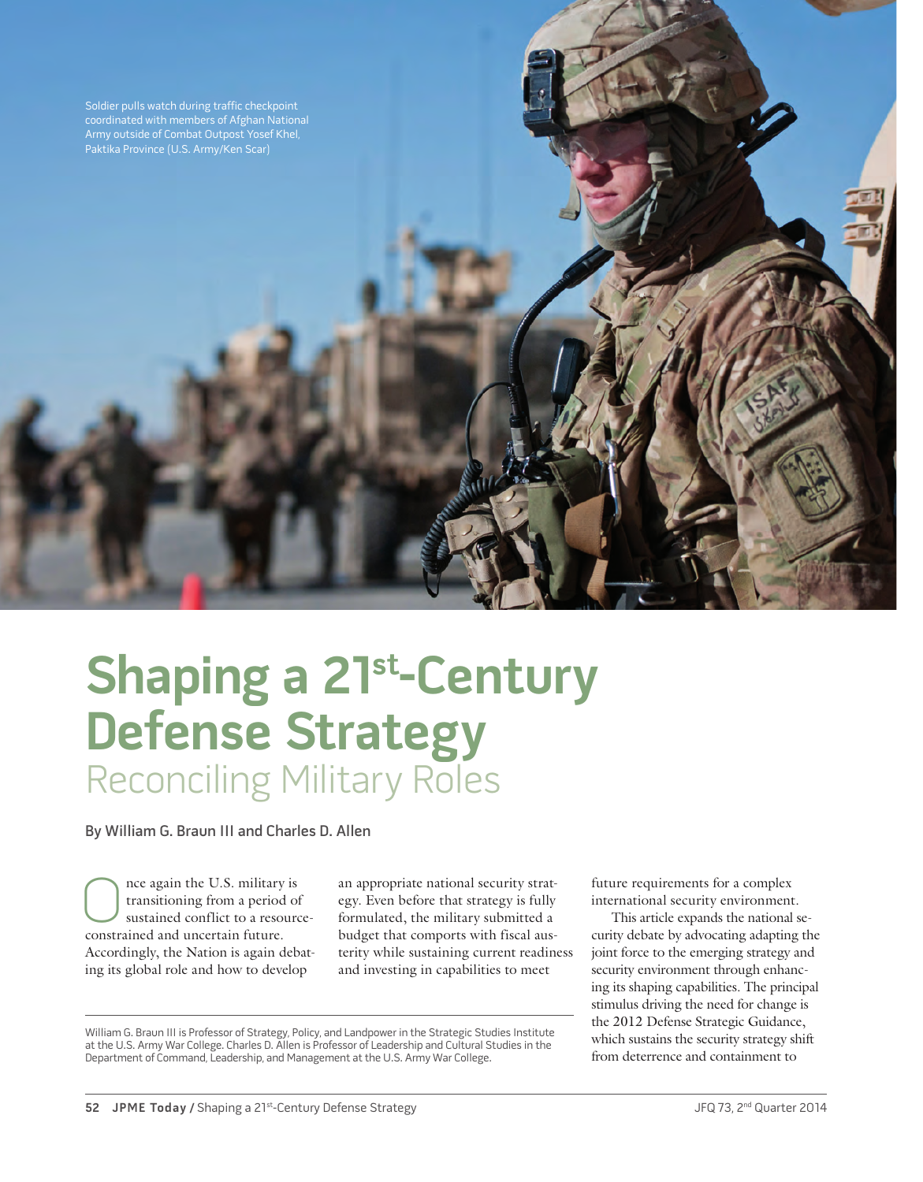Soldier pulls watch during traffic checkpoint coordinated with members of Afghan National Army outside of Combat Outpost Yosef Khel, Paktika Province (U.S. Army/Ken Scar)

# Shaping a 21st-Century Defense Strategy

## Reconciling Military Roles

By William G. Braun III and Charles D. Allen

Once again the U.S. military is transitioning from a period of sustained conflict to a resource-constrained and uncertain future. Accordingly, the Nation is again debating its global role and how to develop an appropriate national security strategy. Even before that strategy is fully formulated, the military submitted a budget that comports with fiscal austerity while sustaining current readiness and investing in capabilities to meet future requirements for a complex international security environment.

This article expands the national security debate by advocating adapting the joint force to the emerging strategy and security environment through enhancing its shaping capabilities. The principal stimulus driving the need for change is the 2012 Defense Strategic Guidance, which sustains the security strategy shift from deterrence and containment to

William G. Braun III is Professor of Strategy, Policy, and Landpower in the Strategic Studies Institute at the U.S. Army War College. Charles D. Allen is Professor of Leadership and Cultural Studies in the Department of Command, Leadership, and Management at the U.S. Army War College.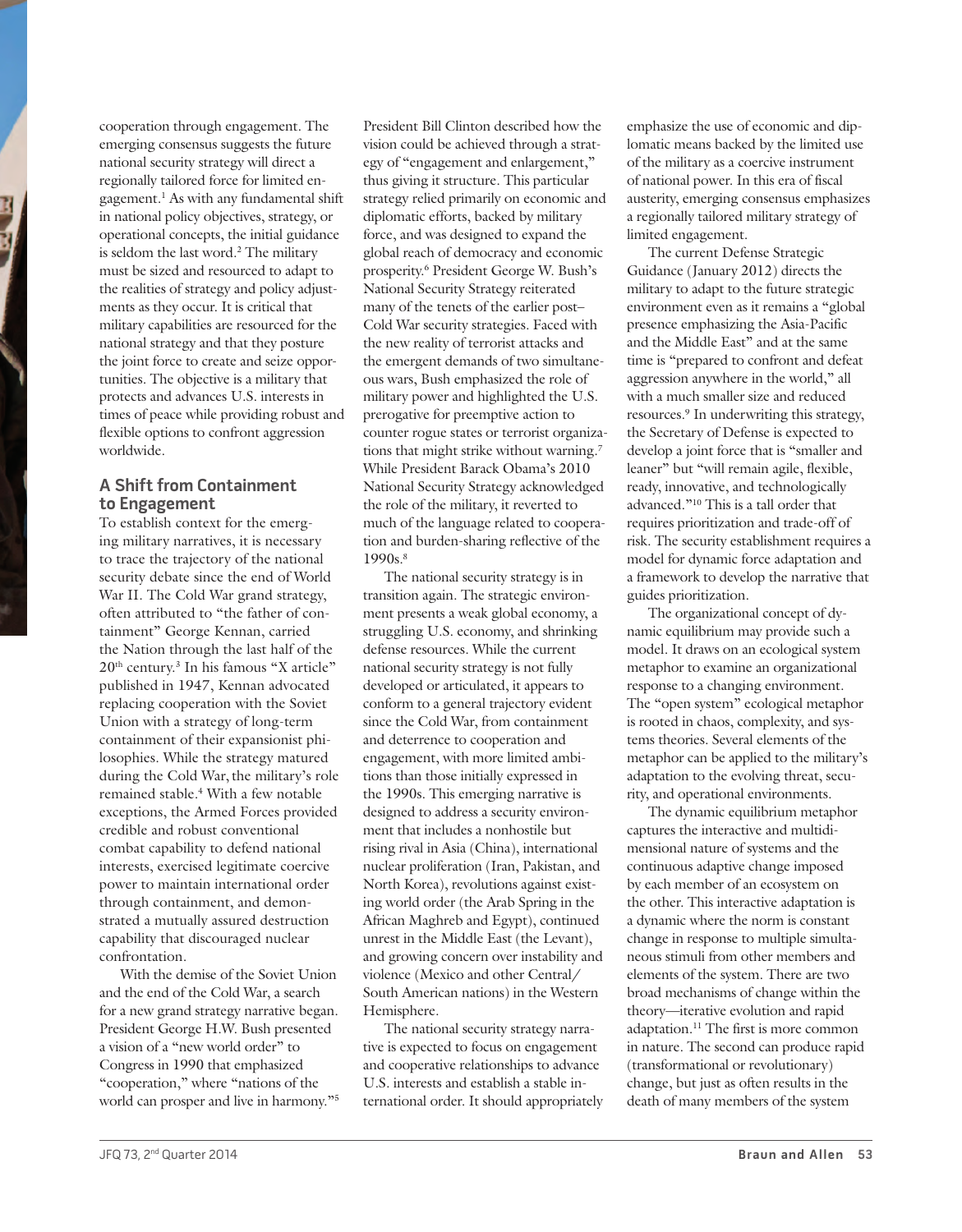cooperation through engagement. The emerging consensus suggests the future national security strategy will direct a regionally tailored force for limited engagement.[1] As with any fundamental shift in national policy objectives, strategy, or operational concepts, the initial guidance is seldom the last word.[2] The military must be sized and resourced to adapt to the realities of strategy and policy adjustments as they occur. It is critical that military capabilities are resourced for the national strategy and that they posture the joint force to create and seize opportunities. The objective is a military that protects and advances U.S. interests in times of peace while providing robust and flexible options to confront aggression worldwide.

## A Shift from Containment to Engagement

To establish context for the emerging military narratives, it is necessary to trace the trajectory of the national security debate since the end of World War II. The Cold War grand strategy, often attributed to "the father of containment" George Kennan, carried the Nation through the last half of the 20th century.[3] In his famous "X article" published in 1947, Kennan advocated replacing cooperation with the Soviet Union with a strategy of long-term containment of their expansionist philosophies. While the strategy matured during the Cold War, the military's role remained stable.[4] With a few notable exceptions, the Armed Forces provided credible and robust conventional combat capability to defend national interests, exercised legitimate coercive power to maintain international order through containment, and demonstrated a mutually assured destruction capability that discouraged nuclear confrontation.

With the demise of the Soviet Union and the end of the Cold War, a search for a new grand strategy narrative began. President George H.W. Bush presented a vision of a "new world order" to Congress in 1990 that emphasized "cooperation," where "nations of the world can prosper and live in harmony."[5] President Bill Clinton described how the vision could be achieved through a strategy of "engagement and enlargement," thus giving it structure. This particular strategy relied primarily on economic and diplomatic efforts, backed by military force, and was designed to expand the global reach of democracy and economic prosperity.[6] President George W. Bush's National Security Strategy reiterated many of the tenets of the earlier post–Cold War security strategies. Faced with the new reality of terrorist attacks and the emergent demands of two simultaneous wars, Bush emphasized the role of military power and highlighted the U.S. prerogative for preemptive action to counter rogue states or terrorist organizations that might strike without warning.[7] While President Barack Obama's 2010 National Security Strategy acknowledged the role of the military, it reverted to much of the language related to cooperation and burden-sharing reflective of the 1990s.[8]

The national security strategy is in transition again. The strategic environment presents a weak global economy, a struggling U.S. economy, and shrinking defense resources. While the current national security strategy is not fully developed or articulated, it appears to conform to a general trajectory evident since the Cold War, from containment and deterrence to cooperation and engagement, with more limited ambitions than those initially expressed in the 1990s. This emerging narrative is designed to address a security environment that includes a nonhostile but rising rival in Asia (China), international nuclear proliferation (Iran, Pakistan, and North Korea), revolutions against existing world order (the Arab Spring in the African Maghreb and Egypt), continued unrest in the Middle East (the Levant), and growing concern over instability and violence (Mexico and other Central/South American nations) in the Western Hemisphere.

The national security strategy narrative is expected to focus on engagement and cooperative relationships to advance U.S. interests and establish a stable international order. It should appropriately emphasize the use of economic and diplomatic means backed by the limited use of the military as a coercive instrument of national power. In this era of fiscal austerity, emerging consensus emphasizes a regionally tailored military strategy of limited engagement.

The current Defense Strategic Guidance (January 2012) directs the military to adapt to the future strategic environment even as it remains a "global presence emphasizing the Asia-Pacific and the Middle East" and at the same time is "prepared to confront and defeat aggression anywhere in the world," all with a much smaller size and reduced resources.[9] In underwriting this strategy, the Secretary of Defense is expected to develop a joint force that is "smaller and leaner" but "will remain agile, flexible, ready, innovative, and technologically advanced."[10] This is a tall order that requires prioritization and trade-off of risk. The security establishment requires a model for dynamic force adaptation and a framework to develop the narrative that guides prioritization.

The organizational concept of dynamic equilibrium may provide such a model. It draws on an ecological system metaphor to examine an organizational response to a changing environment. The "open system" ecological metaphor is rooted in chaos, complexity, and systems theories. Several elements of the metaphor can be applied to the military's adaptation to the evolving threat, security, and operational environments.

The dynamic equilibrium metaphor captures the interactive and multidimensional nature of systems and the continuous adaptive change imposed by each member of an ecosystem on the other. This interactive adaptation is a dynamic where the norm is constant change in response to multiple simultaneous stimuli from other members and elements of the system. There are two broad mechanisms of change within the theory—iterative evolution and rapid adaptation.[11] The first is more common in nature. The second can produce rapid (transformational or revolutionary) change, but just as often results in the death of many members of the system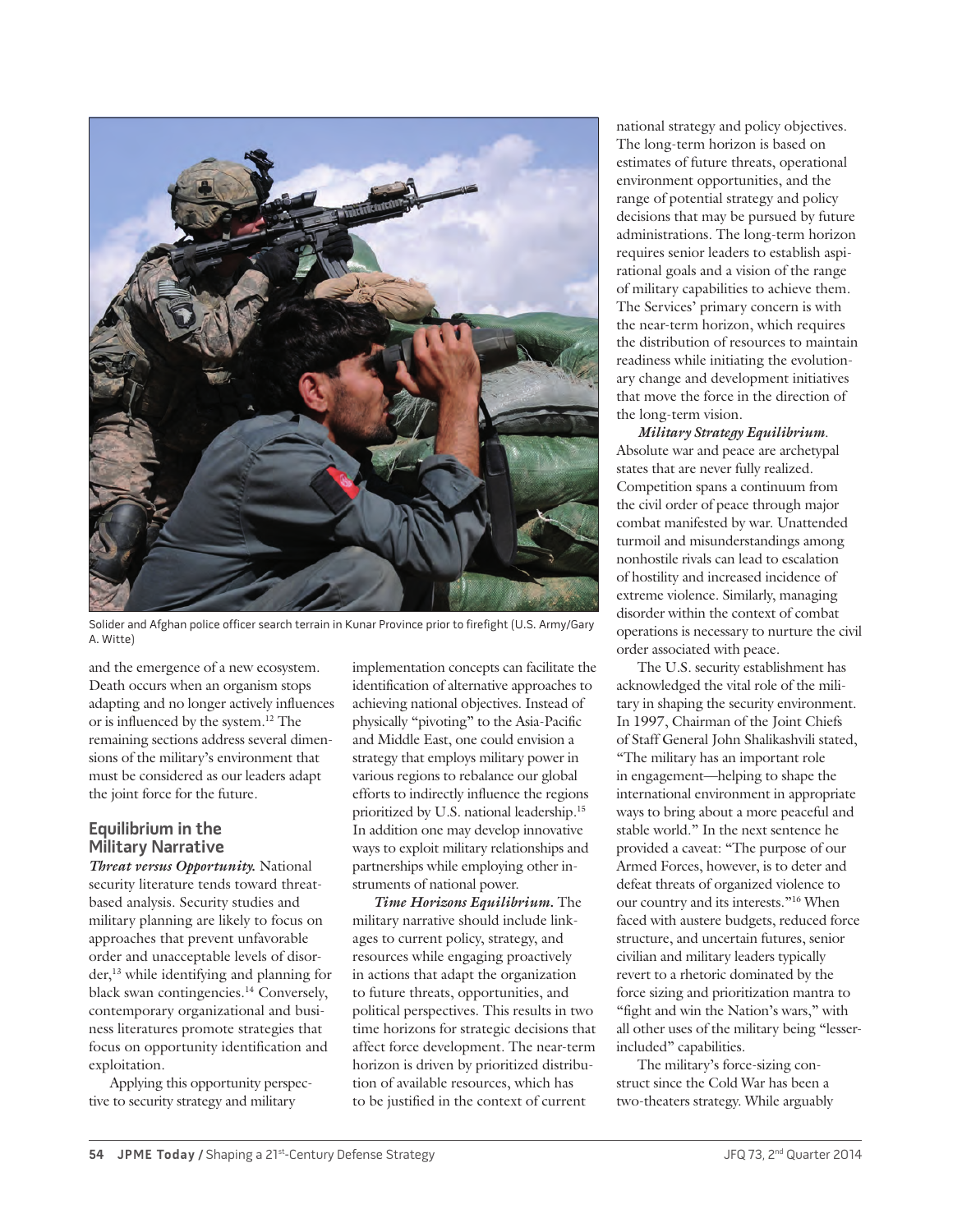Solider and Afghan police officer search terrain in Kunar Province prior to firefight (U.S. Army/Gary A. Witte)

and the emergence of a new ecosystem. Death occurs when an organism stops adapting and no longer actively influences or is influenced by the system.[12] The remaining sections address several dimensions of the military's environment that must be considered as our leaders adapt the joint force for the future.

## Equilibrium in the Military Narrative

***Threat versus Opportunity.*** National security literature tends toward threat-based analysis. Security studies and military planning are likely to focus on approaches that prevent unfavorable order and unacceptable levels of disorder,[13] while identifying and planning for black swan contingencies.[14] Conversely, contemporary organizational and business literatures promote strategies that focus on opportunity identification and exploitation.

Applying this opportunity perspective to security strategy and military implementation concepts can facilitate the identification of alternative approaches to achieving national objectives. Instead of physically "pivoting" to the Asia-Pacific and Middle East, one could envision a strategy that employs military power in various regions to rebalance our global efforts to indirectly influence the regions prioritized by U.S. national leadership.[15] In addition one may develop innovative ways to exploit military relationships and partnerships while employing other instruments of national power.

***Time Horizons Equilibrium.*** The military narrative should include linkages to current policy, strategy, and resources while engaging proactively in actions that adapt the organization to future threats, opportunities, and political perspectives. This results in two time horizons for strategic decisions that affect force development. The near-term horizon is driven by prioritized distribution of available resources, which has to be justified in the context of current national strategy and policy objectives. The long-term horizon is based on estimates of future threats, operational environment opportunities, and the range of potential strategy and policy decisions that may be pursued by future administrations. The long-term horizon requires senior leaders to establish aspirational goals and a vision of the range of military capabilities to achieve them. The Services' primary concern is with the near-term horizon, which requires the distribution of resources to maintain readiness while initiating the evolutionary change and development initiatives that move the force in the direction of the long-term vision.

***Military Strategy Equilibrium.*** Absolute war and peace are archetypal states that are never fully realized. Competition spans a continuum from the civil order of peace through major combat manifested by war. Unattended turmoil and misunderstandings among nonhostile rivals can lead to escalation of hostility and increased incidence of extreme violence. Similarly, managing disorder within the context of combat operations is necessary to nurture the civil order associated with peace.

The U.S. security establishment has acknowledged the vital role of the military in shaping the security environment. In 1997, Chairman of the Joint Chiefs of Staff General John Shalikashvili stated, "The military has an important role in engagement—helping to shape the international environment in appropriate ways to bring about a more peaceful and stable world." In the next sentence he provided a caveat: "The purpose of our Armed Forces, however, is to deter and defeat threats of organized violence to our country and its interests."[16] When faced with austere budgets, reduced force structure, and uncertain futures, senior civilian and military leaders typically revert to a rhetoric dominated by the force sizing and prioritization mantra to "fight and win the Nation's wars," with all other uses of the military being "lesser-included" capabilities.

The military's force-sizing construct since the Cold War has been a two-theaters strategy. While arguably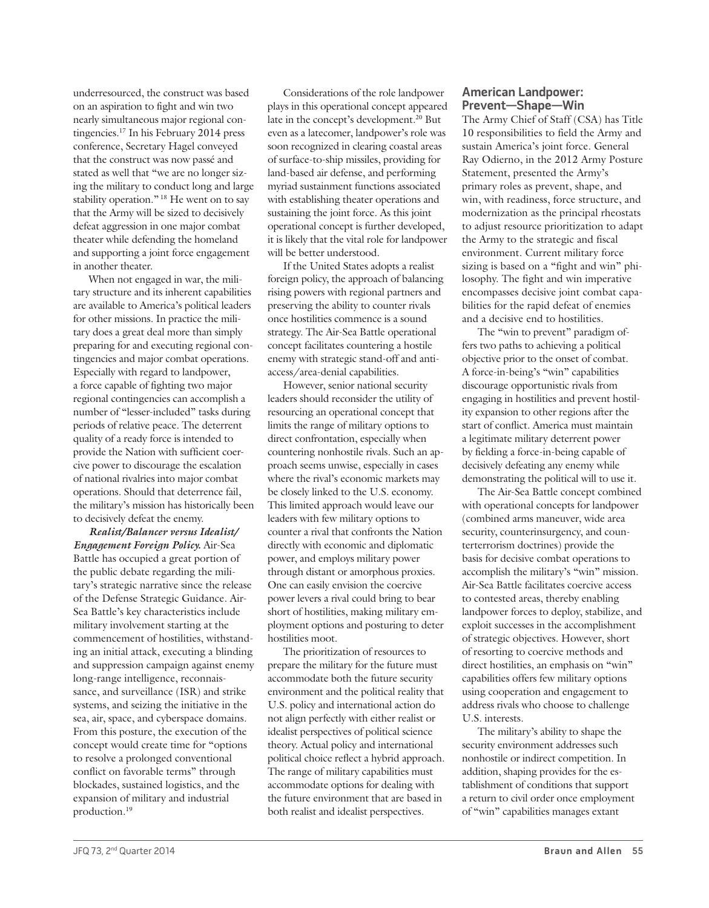underresourced, the construct was based on an aspiration to fight and win two nearly simultaneous major regional contingencies.[17] In his February 2014 press conference, Secretary Hagel conveyed that the construct was now passé and stated as well that "we are no longer sizing the military to conduct long and large stability operation." [18] He went on to say that the Army will be sized to decisively defeat aggression in one major combat theater while defending the homeland and supporting a joint force engagement in another theater.

When not engaged in war, the military structure and its inherent capabilities are available to America's political leaders for other missions. In practice the military does a great deal more than simply preparing for and executing regional contingencies and major combat operations. Especially with regard to landpower, a force capable of fighting two major regional contingencies can accomplish a number of "lesser-included" tasks during periods of relative peace. The deterrent quality of a ready force is intended to provide the Nation with sufficient coercive power to discourage the escalation of national rivalries into major combat operations. Should that deterrence fail, the military's mission has historically been to decisively defeat the enemy.

***Realist/Balancer versus Idealist/Engagement Foreign Policy.*** Air-Sea Battle has occupied a great portion of the public debate regarding the military's strategic narrative since the release of the Defense Strategic Guidance. Air-Sea Battle's key characteristics include military involvement starting at the commencement of hostilities, withstanding an initial attack, executing a blinding and suppression campaign against enemy long-range intelligence, reconnaissance, and surveillance (ISR) and strike systems, and seizing the initiative in the sea, air, space, and cyberspace domains. From this posture, the execution of the concept would create time for "options to resolve a prolonged conventional conflict on favorable terms" through blockades, sustained logistics, and the expansion of military and industrial production.[19]

Considerations of the role landpower plays in this operational concept appeared late in the concept's development.[20] But even as a latecomer, landpower's role was soon recognized in clearing coastal areas of surface-to-ship missiles, providing for land-based air defense, and performing myriad sustainment functions associated with establishing theater operations and sustaining the joint force. As this joint operational concept is further developed, it is likely that the vital role for landpower will be better understood.

If the United States adopts a realist foreign policy, the approach of balancing rising powers with regional partners and preserving the ability to counter rivals once hostilities commence is a sound strategy. The Air-Sea Battle operational concept facilitates countering a hostile enemy with strategic stand-off and anti-access/area-denial capabilities.

However, senior national security leaders should reconsider the utility of resourcing an operational concept that limits the range of military options to direct confrontation, especially when countering nonhostile rivals. Such an approach seems unwise, especially in cases where the rival's economic markets may be closely linked to the U.S. economy. This limited approach would leave our leaders with few military options to counter a rival that confronts the Nation directly with economic and diplomatic power, and employs military power through distant or amorphous proxies. One can easily envision the coercive power levers a rival could bring to bear short of hostilities, making military employment options and posturing to deter hostilities moot.

The prioritization of resources to prepare the military for the future must accommodate both the future security environment and the political reality that U.S. policy and international action do not align perfectly with either realist or idealist perspectives of political science theory. Actual policy and international political choice reflect a hybrid approach. The range of military capabilities must accommodate options for dealing with the future environment that are based in both realist and idealist perspectives.

## American Landpower: Prevent—Shape—Win

The Army Chief of Staff (CSA) has Title 10 responsibilities to field the Army and sustain America's joint force. General Ray Odierno, in the 2012 Army Posture Statement, presented the Army's primary roles as prevent, shape, and win, with readiness, force structure, and modernization as the principal rheostats to adjust resource prioritization to adapt the Army to the strategic and fiscal environment. Current military force sizing is based on a "fight and win" philosophy. The fight and win imperative encompasses decisive joint combat capabilities for the rapid defeat of enemies and a decisive end to hostilities.

The "win to prevent" paradigm offers two paths to achieving a political objective prior to the onset of combat. A force-in-being's "win" capabilities discourage opportunistic rivals from engaging in hostilities and prevent hostility expansion to other regions after the start of conflict. America must maintain a legitimate military deterrent power by fielding a force-in-being capable of decisively defeating any enemy while demonstrating the political will to use it.

The Air-Sea Battle concept combined with operational concepts for landpower (combined arms maneuver, wide area security, counterinsurgency, and counterterrorism doctrines) provide the basis for decisive combat operations to accomplish the military's "win" mission. Air-Sea Battle facilitates coercive access to contested areas, thereby enabling landpower forces to deploy, stabilize, and exploit successes in the accomplishment of strategic objectives. However, short of resorting to coercive methods and direct hostilities, an emphasis on "win" capabilities offers few military options using cooperation and engagement to address rivals who choose to challenge U.S. interests.

The military's ability to shape the security environment addresses such nonhostile or indirect competition. In addition, shaping provides for the establishment of conditions that support a return to civil order once employment of "win" capabilities manages extant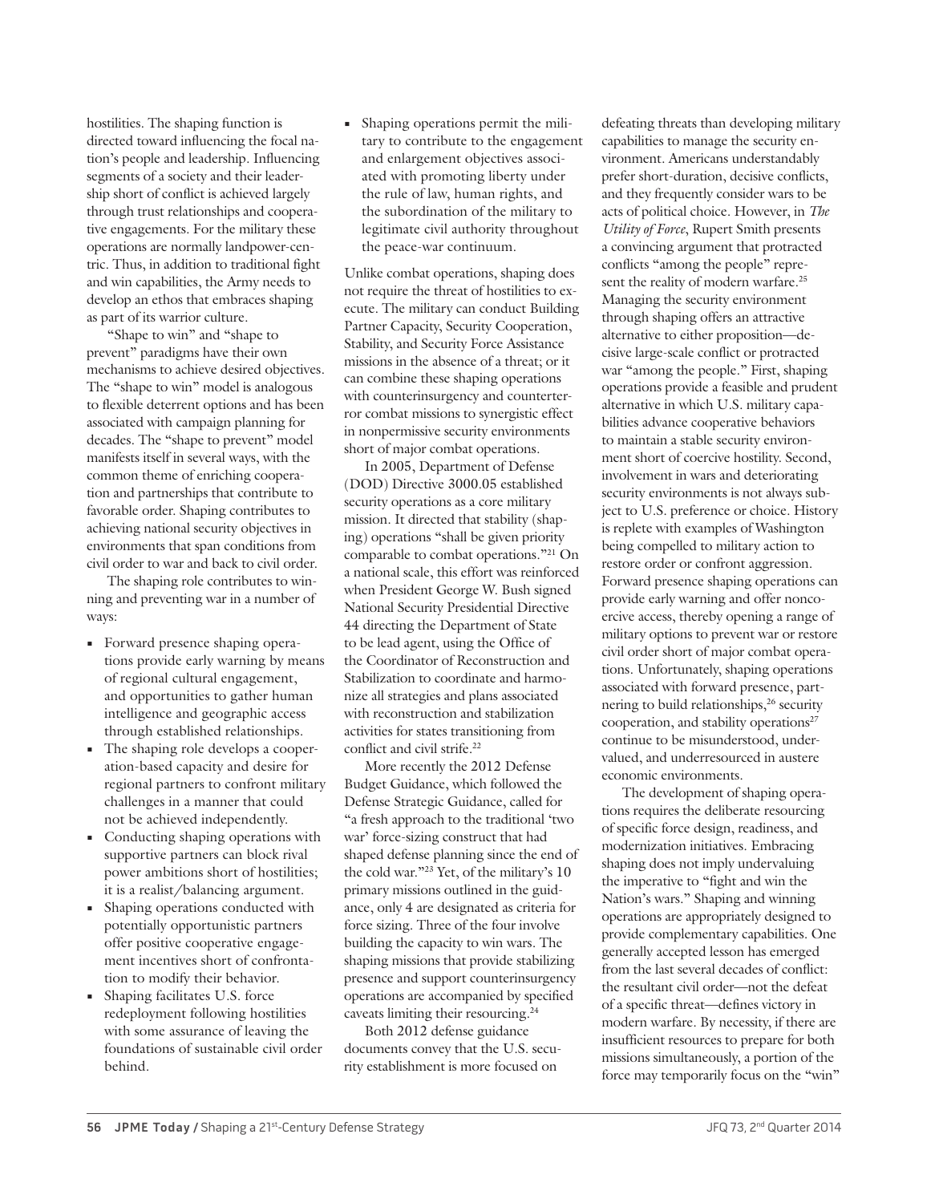hostilities. The shaping function is directed toward influencing the focal nation's people and leadership. Influencing segments of a society and their leadership short of conflict is achieved largely through trust relationships and cooperative engagements. For the military these operations are normally landpower-centric. Thus, in addition to traditional fight and win capabilities, the Army needs to develop an ethos that embraces shaping as part of its warrior culture.

"Shape to win" and "shape to prevent" paradigms have their own mechanisms to achieve desired objectives. The "shape to win" model is analogous to flexible deterrent options and has been associated with campaign planning for decades. The "shape to prevent" model manifests itself in several ways, with the common theme of enriching cooperation and partnerships that contribute to favorable order. Shaping contributes to achieving national security objectives in environments that span conditions from civil order to war and back to civil order.

The shaping role contributes to winning and preventing war in a number of ways:

- Forward presence shaping operations provide early warning by means of regional cultural engagement, and opportunities to gather human intelligence and geographic access through established relationships.
- The shaping role develops a cooperation-based capacity and desire for regional partners to confront military challenges in a manner that could not be achieved independently.
- Conducting shaping operations with supportive partners can block rival power ambitions short of hostilities; it is a realist/balancing argument.
- Shaping operations conducted with potentially opportunistic partners offer positive cooperative engagement incentives short of confrontation to modify their behavior.
- Shaping facilitates U.S. force redeployment following hostilities with some assurance of leaving the foundations of sustainable civil order behind.
- Shaping operations permit the military to contribute to the engagement and enlargement objectives associated with promoting liberty under the rule of law, human rights, and the subordination of the military to legitimate civil authority throughout the peace-war continuum.

Unlike combat operations, shaping does not require the threat of hostilities to execute. The military can conduct Building Partner Capacity, Security Cooperation, Stability, and Security Force Assistance missions in the absence of a threat; or it can combine these shaping operations with counterinsurgency and counterterror combat missions to synergistic effect in nonpermissive security environments short of major combat operations.

In 2005, Department of Defense (DOD) Directive 3000.05 established security operations as a core military mission. It directed that stability (shaping) operations "shall be given priority comparable to combat operations."[21] On a national scale, this effort was reinforced when President George W. Bush signed National Security Presidential Directive 44 directing the Department of State to be lead agent, using the Office of the Coordinator of Reconstruction and Stabilization to coordinate and harmonize all strategies and plans associated with reconstruction and stabilization activities for states transitioning from conflict and civil strife.[22]

More recently the 2012 Defense Budget Guidance, which followed the Defense Strategic Guidance, called for "a fresh approach to the traditional 'two war' force-sizing construct that had shaped defense planning since the end of the cold war."[23] Yet, of the military's 10 primary missions outlined in the guidance, only 4 are designated as criteria for force sizing. Three of the four involve building the capacity to win wars. The shaping missions that provide stabilizing presence and support counterinsurgency operations are accompanied by specified caveats limiting their resourcing.[24]

Both 2012 defense guidance documents convey that the U.S. security establishment is more focused on defeating threats than developing military capabilities to manage the security environment. Americans understandably prefer short-duration, decisive conflicts, and they frequently consider wars to be acts of political choice. However, in *The Utility of Force*, Rupert Smith presents a convincing argument that protracted conflicts "among the people" represent the reality of modern warfare.[25] Managing the security environment through shaping offers an attractive alternative to either proposition—decisive large-scale conflict or protracted war "among the people." First, shaping operations provide a feasible and prudent alternative in which U.S. military capabilities advance cooperative behaviors to maintain a stable security environment short of coercive hostility. Second, involvement in wars and deteriorating security environments is not always subject to U.S. preference or choice. History is replete with examples of Washington being compelled to military action to restore order or confront aggression. Forward presence shaping operations can provide early warning and offer noncoercive access, thereby opening a range of military options to prevent war or restore civil order short of major combat operations. Unfortunately, shaping operations associated with forward presence, partnering to build relationships,[26] security cooperation, and stability operations[27] continue to be misunderstood, undervalued, and underresourced in austere economic environments.

The development of shaping operations requires the deliberate resourcing of specific force design, readiness, and modernization initiatives. Embracing shaping does not imply undervaluing the imperative to "fight and win the Nation's wars." Shaping and winning operations are appropriately designed to provide complementary capabilities. One generally accepted lesson has emerged from the last several decades of conflict: the resultant civil order—not the defeat of a specific threat—defines victory in modern warfare. By necessity, if there are insufficient resources to prepare for both missions simultaneously, a portion of the force may temporarily focus on the "win"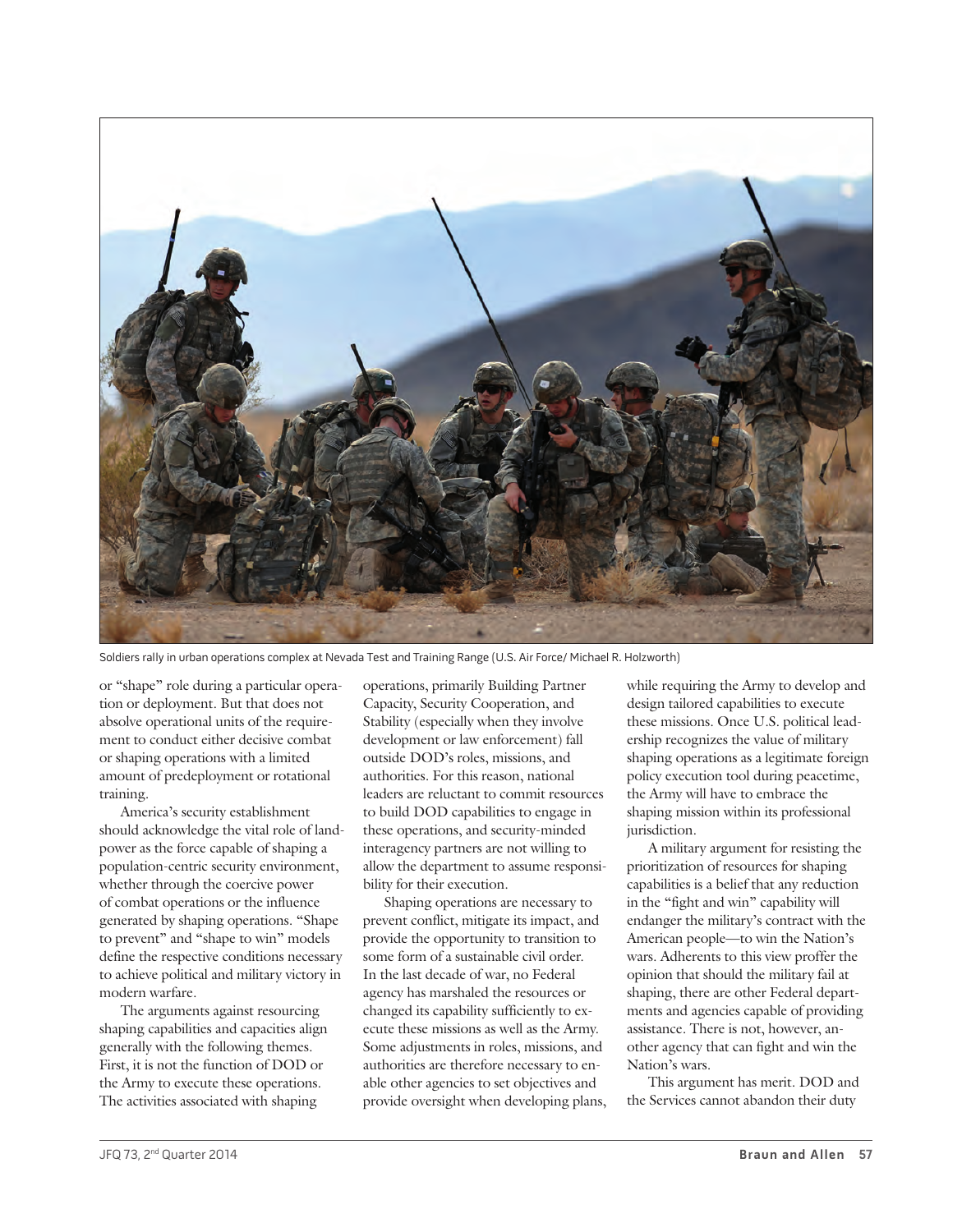Soldiers rally in urban operations complex at Nevada Test and Training Range (U.S. Air Force/ Michael R. Holzworth)

or "shape" role during a particular operation or deployment. But that does not absolve operational units of the requirement to conduct either decisive combat or shaping operations with a limited amount of predeployment or rotational training.

America's security establishment should acknowledge the vital role of landpower as the force capable of shaping a population-centric security environment, whether through the coercive power of combat operations or the influence generated by shaping operations. "Shape to prevent" and "shape to win" models define the respective conditions necessary to achieve political and military victory in modern warfare.

The arguments against resourcing shaping capabilities and capacities align generally with the following themes. First, it is not the function of DOD or the Army to execute these operations. The activities associated with shaping operations, primarily Building Partner Capacity, Security Cooperation, and Stability (especially when they involve development or law enforcement) fall outside DOD's roles, missions, and authorities. For this reason, national leaders are reluctant to commit resources to build DOD capabilities to engage in these operations, and security-minded interagency partners are not willing to allow the department to assume responsibility for their execution.

Shaping operations are necessary to prevent conflict, mitigate its impact, and provide the opportunity to transition to some form of a sustainable civil order. In the last decade of war, no Federal agency has marshaled the resources or changed its capability sufficiently to execute these missions as well as the Army. Some adjustments in roles, missions, and authorities are therefore necessary to enable other agencies to set objectives and provide oversight when developing plans, while requiring the Army to develop and design tailored capabilities to execute these missions. Once U.S. political leadership recognizes the value of military shaping operations as a legitimate foreign policy execution tool during peacetime, the Army will have to embrace the shaping mission within its professional jurisdiction.

A military argument for resisting the prioritization of resources for shaping capabilities is a belief that any reduction in the "fight and win" capability will endanger the military's contract with the American people—to win the Nation's wars. Adherents to this view proffer the opinion that should the military fail at shaping, there are other Federal departments and agencies capable of providing assistance. There is not, however, another agency that can fight and win the Nation's wars.

This argument has merit. DOD and the Services cannot abandon their duty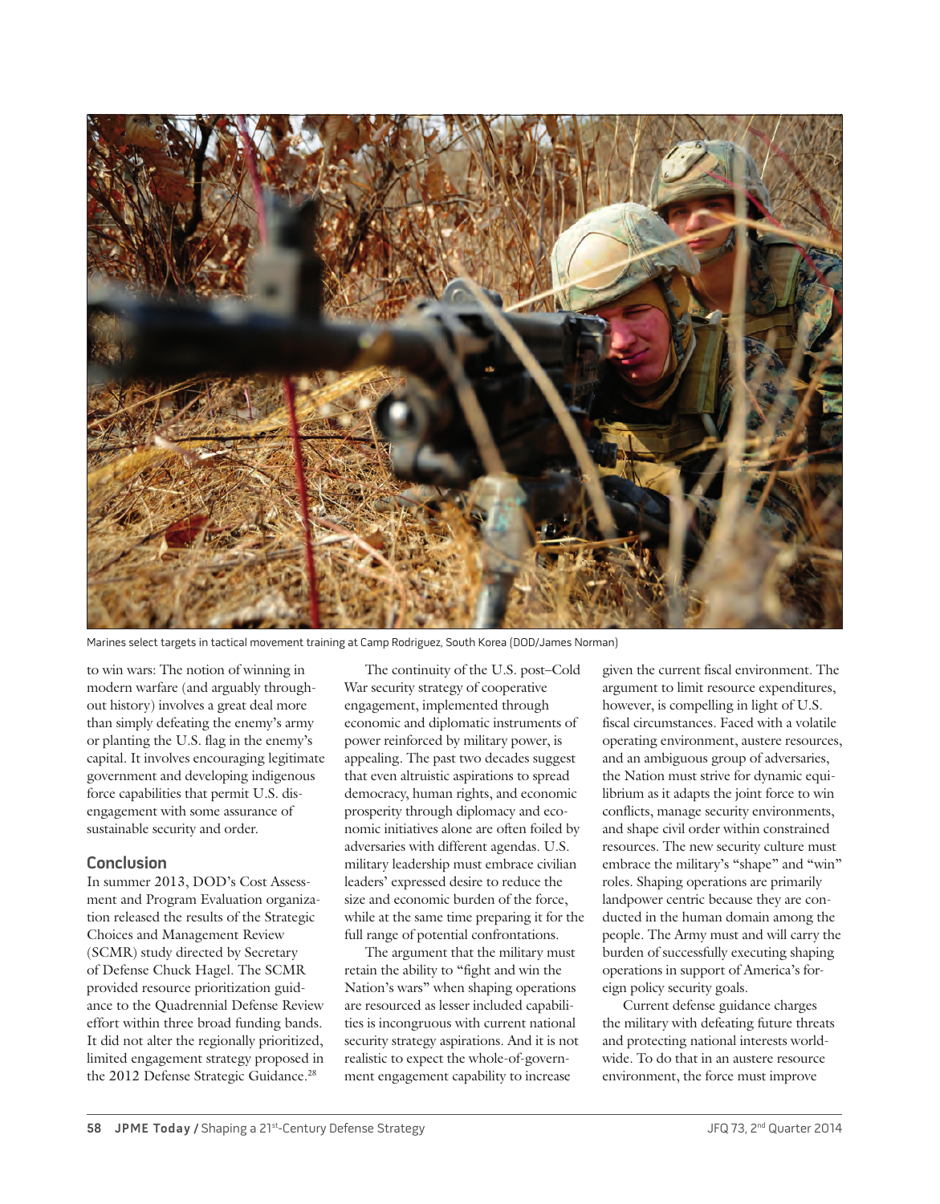Marines select targets in tactical movement training at Camp Rodriguez, South Korea (DOD/James Norman)

to win wars: The notion of winning in modern warfare (and arguably throughout history) involves a great deal more than simply defeating the enemy's army or planting the U.S. flag in the enemy's capital. It involves encouraging legitimate government and developing indigenous force capabilities that permit U.S. disengagement with some assurance of sustainable security and order.

## Conclusion

In summer 2013, DOD's Cost Assessment and Program Evaluation organization released the results of the Strategic Choices and Management Review (SCMR) study directed by Secretary of Defense Chuck Hagel. The SCMR provided resource prioritization guidance to the Quadrennial Defense Review effort within three broad funding bands. It did not alter the regionally prioritized, limited engagement strategy proposed in the 2012 Defense Strategic Guidance.[28]

The continuity of the U.S. post–Cold War security strategy of cooperative engagement, implemented through economic and diplomatic instruments of power reinforced by military power, is appealing. The past two decades suggest that even altruistic aspirations to spread democracy, human rights, and economic prosperity through diplomacy and economic initiatives alone are often foiled by adversaries with different agendas. U.S. military leadership must embrace civilian leaders' expressed desire to reduce the size and economic burden of the force, while at the same time preparing it for the full range of potential confrontations.

The argument that the military must retain the ability to "fight and win the Nation's wars" when shaping operations are resourced as lesser included capabilities is incongruous with current national security strategy aspirations. And it is not realistic to expect the whole-of-government engagement capability to increase given the current fiscal environment. The argument to limit resource expenditures, however, is compelling in light of U.S. fiscal circumstances. Faced with a volatile operating environment, austere resources, and an ambiguous group of adversaries, the Nation must strive for dynamic equilibrium as it adapts the joint force to win conflicts, manage security environments, and shape civil order within constrained resources. The new security culture must embrace the military's "shape" and "win" roles. Shaping operations are primarily landpower centric because they are conducted in the human domain among the people. The Army must and will carry the burden of successfully executing shaping operations in support of America's foreign policy security goals.

Current defense guidance charges the military with defeating future threats and protecting national interests worldwide. To do that in an austere resource environment, the force must improve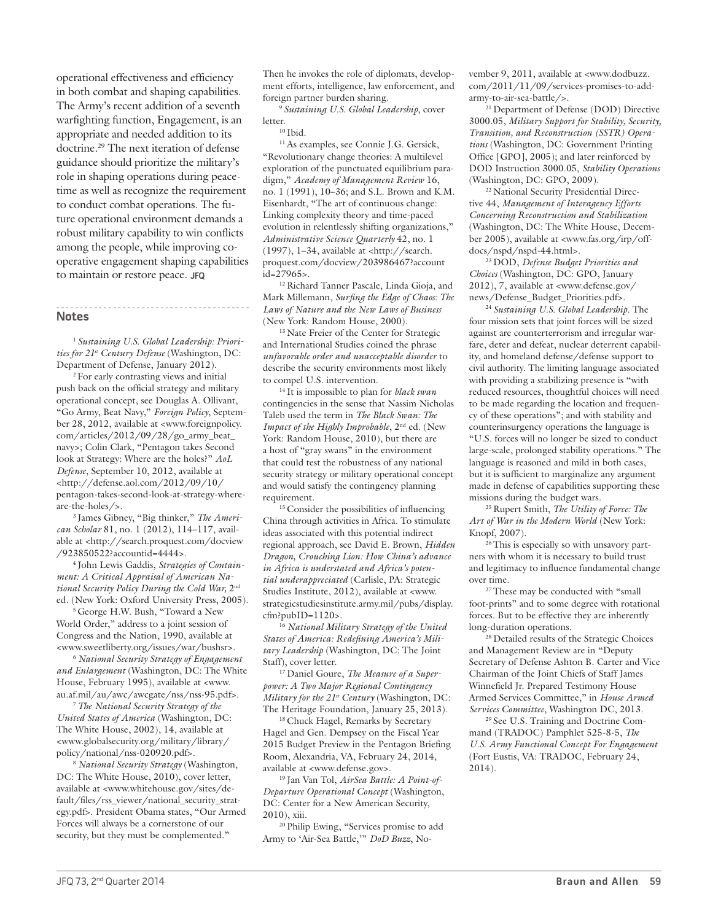operational effectiveness and efficiency in both combat and shaping capabilities. The Army's recent addition of a seventh warfighting function, Engagement, is an appropriate and needed addition to its doctrine.[29] The next iteration of defense guidance should prioritize the military's role in shaping operations during peacetime as well as recognize the requirement to conduct combat operations. The future operational environment demands a robust military capability to win conflicts among the people, while improving cooperative engagement shaping capabilities to maintain or restore peace. **JFQ**

## Notes

[1] *Sustaining U.S. Global Leadership: Priorities for 21st Century Defense* (Washington, DC: Department of Defense, January 2012).

[2] For early contrasting views and initial push back on the official strategy and military operational concept, see Douglas A. Ollivant, "Go Army, Beat Navy," *Foreign Policy*, September 28, 2012, available at <www.foreignpolicy.com/articles/2012/09/28/go_army_beat_navy>; Colin Clark, "Pentagon takes Second look at Strategy: Where are the holes?" *AoL Defense*, September 10, 2012, available at <http://defense.aol.com/2012/09/10/pentagon-takes-second-look-at-strategy-where-are-the-holes/>.

[3] James Gibney, "Big thinker," *The American Scholar* 81, no. 1 (2012), 114–117, available at <http://search.proquest.com/docview/923850522?accountid=4444>.

[4] John Lewis Gaddis, *Strategies of Containment: A Critical Appraisal of American National Security Policy During the Cold War,* 2nd ed. (New York: Oxford University Press, 2005).

[5] George H.W. Bush, "Toward a New World Order," address to a joint session of Congress and the Nation, 1990, available at <www.sweetliberty.org/issues/war/bushsr>.

[6] *National Security Strategy of Engagement and Enlargement* (Washington, DC: The White House, February 1995), available at <www.au.af.mil/au/awc/awcgate/nss/nss-95.pdf>.

[7] *The National Security Strategy of the United States of America* (Washington, DC: The White House, 2002), 14, available at <www.globalsecurity.org/military/library/policy/national/nss-020920.pdf>.

[8] *National Security Strategy* (Washington, DC: The White House, 2010), cover letter, available at <www.whitehouse.gov/sites/default/files/rss_viewer/national_security_strategy.pdf>. President Obama states, "Our Armed Forces will always be a cornerstone of our security, but they must be complemented." Then he invokes the role of diplomats, development efforts, intelligence, law enforcement, and foreign partner burden sharing.

[9] *Sustaining U.S. Global Leadership*, cover letter.

[10] Ibid.

[11] As examples, see Connie J.G. Gersick, "Revolutionary change theories: A multilevel exploration of the punctuated equilibrium paradigm," *Academy of Management Review* 16, no. 1 (1991), 10–36; and S.L. Brown and K.M. Eisenhardt, "The art of continuous change: Linking complexity theory and time-paced evolution in relentlessly shifting organizations," *Administrative Science Quarterly* 42, no. 1 (1997), 1–34, available at <http://search.proquest.com/docview/203986467?accountid=27965>.

[12] Richard Tanner Pascale, Linda Gioja, and Mark Millemann, *Surfing the Edge of Chaos: The Laws of Nature and the New Laws of Business* (New York: Random House, 2000).

[13] Nate Freier of the Center for Strategic and International Studies coined the phrase *unfavorable order and unacceptable disorder* to describe the security environments most likely to compel U.S. intervention.

[14] It is impossible to plan for *black swan* contingencies in the sense that Nassim Nicholas Taleb used the term in *The Black Swan: The Impact of the Highly Improbable*, 2nd ed. (New York: Random House, 2010), but there are a host of "gray swans" in the environment that could test the robustness of any national security strategy or military operational concept and would satisfy the contingency planning requirement.

[15] Consider the possibilities of influencing China through activities in Africa. To stimulate ideas associated with this potential indirect regional approach, see David E. Brown, *Hidden Dragon, Crouching Lion: How China's advance in Africa is understated and Africa's potential underappreciated* (Carlisle, PA: Strategic Studies Institute, 2012), available at <www.strategicstudiesinstitute.army.mil/pubs/display.cfm?pubID=1120>.

[16] *National Military Strategy of the United States of America: Redefining America's Military Leadership* (Washington, DC: The Joint Staff), cover letter.

[17] Daniel Goure, *The Measure of a Superpower: A Two Major Regional Contingency Military for the 21st Century* (Washington, DC: The Heritage Foundation, January 25, 2013).

[18] Chuck Hagel, Remarks by Secretary Hagel and Gen. Dempsey on the Fiscal Year 2015 Budget Preview in the Pentagon Briefing Room, Alexandria, VA, February 24, 2014, available at <www.defense.gov>.

[19] Jan Van Tol, *AirSea Battle: A Point-of-Departure Operational Concept* (Washington, DC: Center for a New American Security, 2010), xiii.

[20] Philip Ewing, "Services promise to add Army to 'Air-Sea Battle,'" *DoD Buzz*, November 9, 2011, available at <www.dodbuzz.com/2011/11/09/services-promises-to-add-army-to-air-sea-battle/>.

[21] Department of Defense (DOD) Directive 3000.05, *Military Support for Stability, Security, Transition, and Reconstruction (SSTR) Operations* (Washington, DC: Government Printing Office [GPO], 2005); and later reinforced by DOD Instruction 3000.05, *Stability Operations* (Washington, DC: GPO, 2009).

[22] National Security Presidential Directive 44, *Management of Interagency Efforts Concerning Reconstruction and Stabilization* (Washington, DC: The White House, December 2005), available at <www.fas.org/irp/offdocs/nspd/nspd-44.html>.

[23] DOD, *Defense Budget Priorities and Choices* (Washington, DC: GPO, January 2012), 7, available at <www.defense.gov/news/Defense_Budget_Priorities.pdf>.

[24] *Sustaining U.S. Global Leadership*. The four mission sets that joint forces will be sized against are counterterrorism and irregular warfare, deter and defeat, nuclear deterrent capability, and homeland defense/defense support to civil authority. The limiting language associated with providing a stabilizing presence is "with reduced resources, thoughtful choices will need to be made regarding the location and frequency of these operations"; and with stability and counterinsurgency operations the language is "U.S. forces will no longer be sized to conduct large-scale, prolonged stability operations." The language is reasoned and mild in both cases, but it is sufficient to marginalize any argument made in defense of capabilities supporting these missions during the budget wars.

[25] Rupert Smith, *The Utility of Force: The Art of War in the Modern World* (New York: Knopf, 2007).

[26] This is especially so with unsavory partners with whom it is necessary to build trust and legitimacy to influence fundamental change over time.

[27] These may be conducted with "small foot-prints" and to some degree with rotational forces. But to be effective they are inherently long-duration operations.

[28] Detailed results of the Strategic Choices and Management Review are in "Deputy Secretary of Defense Ashton B. Carter and Vice Chairman of the Joint Chiefs of Staff James Winnefield Jr. Prepared Testimony House Armed Services Committee," in *House Armed Services Committee*, Washington DC, 2013.

[29] See U.S. Training and Doctrine Command (TRADOC) Pamphlet 525-8-5, *The U.S. Army Functional Concept For Engagement* (Fort Eustis, VA: TRADOC, February 24, 2014).